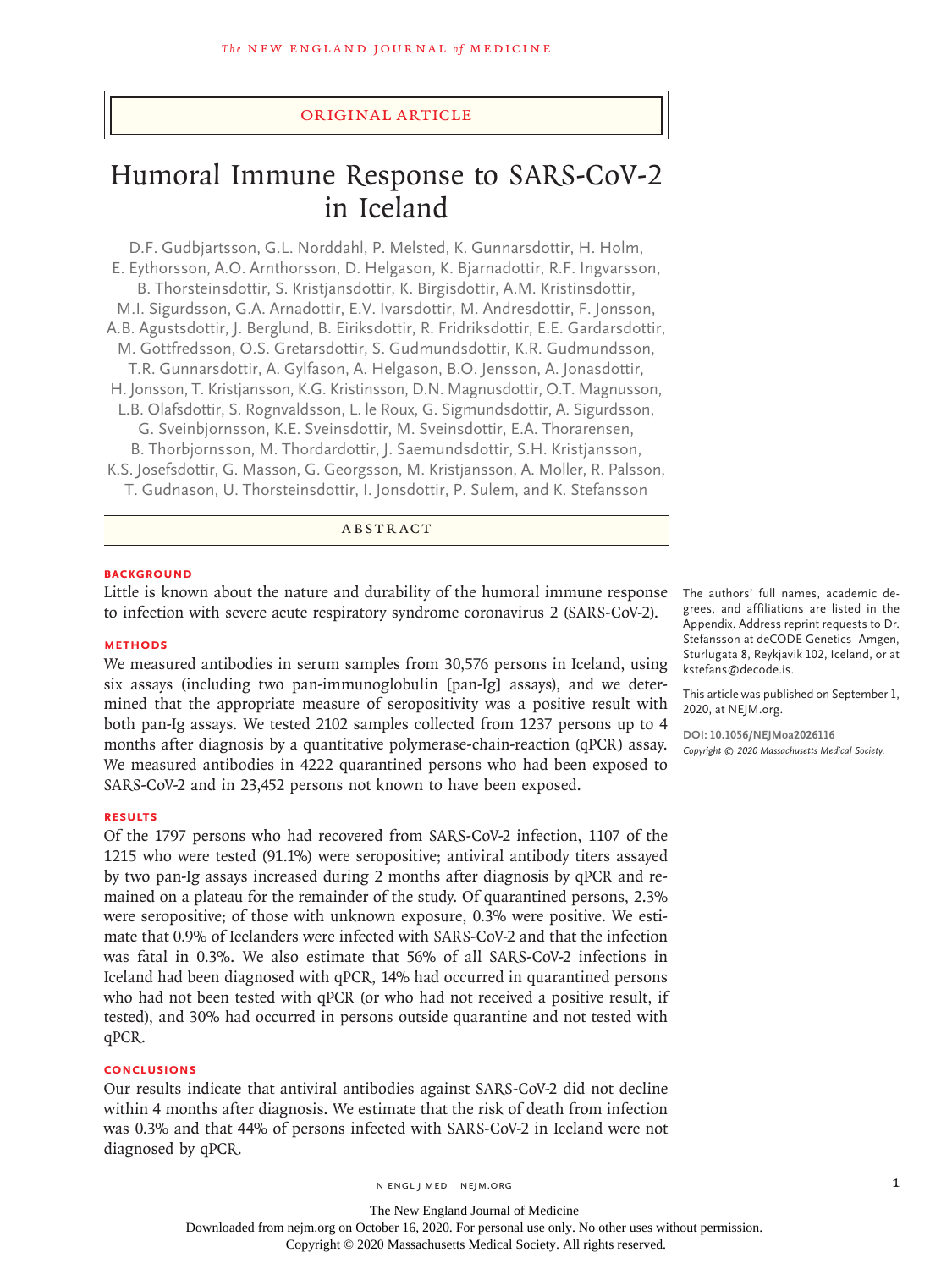Original Article

# Humoral Immune Response to SARS-CoV-2 in Iceland

D.F. Gudbjartsson, G.L. Norddahl, P. Melsted, K. Gunnarsdottir, H. Holm, E. Eythorsson, A.O. Arnthorsson, D. Helgason, K. Bjarnadottir, R.F. Ingvarsson, B. Thorsteinsdottir, S. Kristjansdottir, K. Birgisdottir, A.M. Kristinsdottir, M.I. Sigurdsson, G.A. Arnadottir, E.V. Ivarsdottir, M. Andresdottir, F. Jonsson, A.B. Agustsdottir, J. Berglund, B. Eiriksdottir, R. Fridriksdottir, E.E. Gardarsdottir, M. Gottfredsson, O.S. Gretarsdottir, S. Gudmundsdottir, K.R. Gudmundsson, T.R. Gunnarsdottir, A. Gylfason, A. Helgason, B.O. Jensson, A. Jonasdottir, H. Jonsson, T. Kristjansson, K.G. Kristinsson, D.N. Magnusdottir, O.T. Magnusson, L.B. Olafsdottir, S. Rognvaldsson, L. le Roux, G. Sigmundsdottir, A. Sigurdsson, G. Sveinbjornsson, K.E. Sveinsdottir, M. Sveinsdottir, E.A. Thorarensen, B. Thorbjornsson, M. Thordardottir, J. Saemundsdottir, S.H. Kristjansson, K.S. Josefsdottir, G. Masson, G. Georgsson, M. Kristjansson, A. Moller, R. Palsson, T. Gudnason, U. Thorsteinsdottir, I. Jonsdottir, P. Sulem, and K. Stefansson

## Abstract

### Background

Little is known about the nature and durability of the humoral immune response to infection with severe acute respiratory syndrome coronavirus 2 (SARS-CoV-2).

### Methods

We measured antibodies in serum samples from 30,576 persons in Iceland, using six assays (including two pan-immunoglobulin [pan-Ig] assays), and we determined that the appropriate measure of seropositivity was a positive result with both pan-Ig assays. We tested 2102 samples collected from 1237 persons up to 4 months after diagnosis by a quantitative polymerase-chain-reaction (qPCR) assay. We measured antibodies in 4222 quarantined persons who had been exposed to SARS-CoV-2 and in 23,452 persons not known to have been exposed.

### Results

Of the 1797 persons who had recovered from SARS-CoV-2 infection, 1107 of the 1215 who were tested (91.1%) were seropositive; antiviral antibody titers assayed by two pan-Ig assays increased during 2 months after diagnosis by qPCR and remained on a plateau for the remainder of the study. Of quarantined persons, 2.3% were seropositive; of those with unknown exposure, 0.3% were positive. We estimate that 0.9% of Icelanders were infected with SARS-CoV-2 and that the infection was fatal in 0.3%. We also estimate that 56% of all SARS-CoV-2 infections in Iceland had been diagnosed with qPCR, 14% had occurred in quarantined persons who had not been tested with qPCR (or who had not received a positive result, if tested), and 30% had occurred in persons outside quarantine and not tested with qPCR.

### Conclusions

Our results indicate that antiviral antibodies against SARS-CoV-2 did not decline within 4 months after diagnosis. We estimate that the risk of death from infection was 0.3% and that 44% of persons infected with SARS-CoV-2 in Iceland were not diagnosed by qPCR.

The authors' full names, academic degrees, and affiliations are listed in the Appendix. Address reprint requests to Dr. Stefansson at deCODE Genetics–Amgen, Sturlugata 8, Reykjavik 102, Iceland, or at kstefans@decode.is.

This article was published on September 1, 2020, at NEJM.org.

DOI: 10.1056/NEJMoa2026116

*Copyright © 2020 Massachusetts Medical Society.*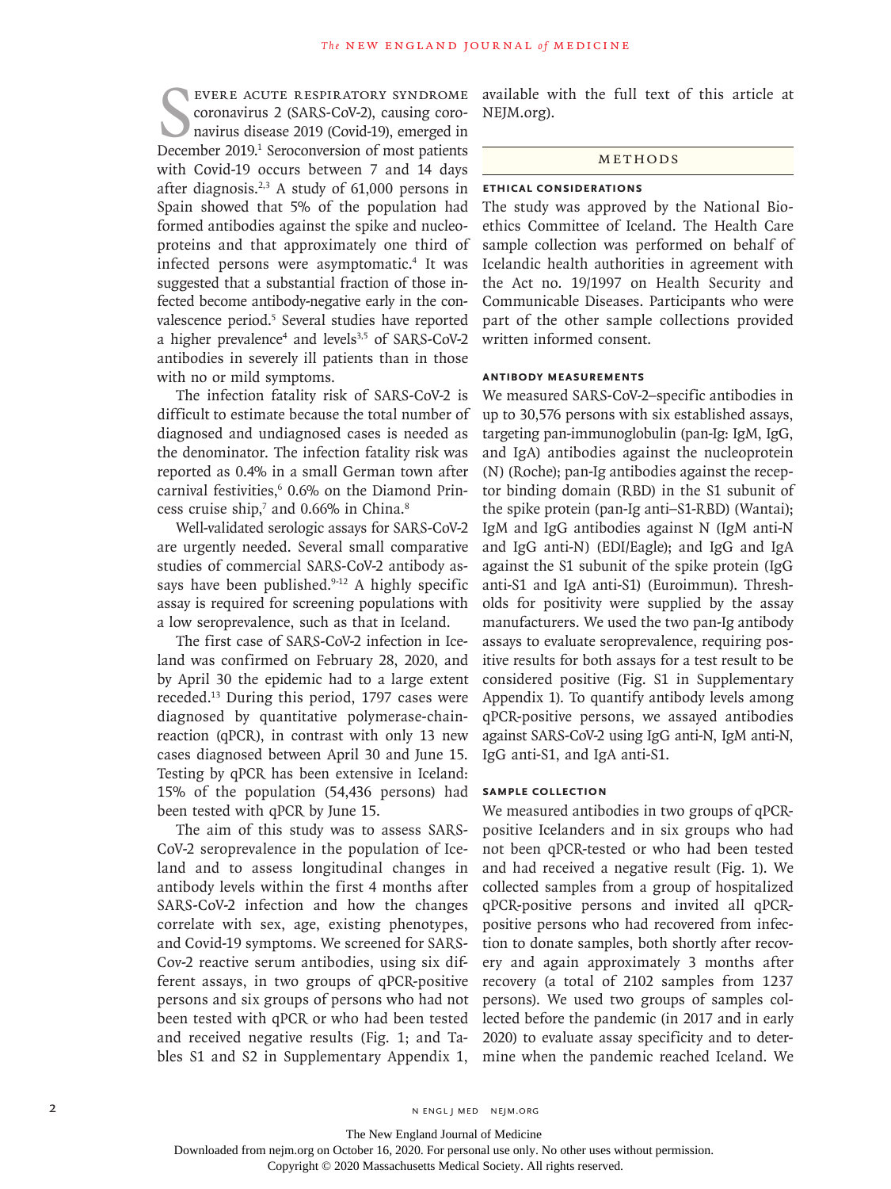Severe acute respiratory syndrome coronavirus 2 (SARS-CoV-2), causing coronavirus disease 2019 (Covid-19), emerged in December 2019.[1] Seroconversion of most patients with Covid-19 occurs between 7 and 14 days after diagnosis.[2,3] A study of 61,000 persons in Spain showed that 5% of the population had formed antibodies against the spike and nucleoproteins and that approximately one third of infected persons were asymptomatic.[4] It was suggested that a substantial fraction of those infected become antibody-negative early in the convalescence period.[5] Several studies have reported a higher prevalence[4] and levels[3,5] of SARS-CoV-2 antibodies in severely ill patients than in those with no or mild symptoms.

The infection fatality risk of SARS-CoV-2 is difficult to estimate because the total number of diagnosed and undiagnosed cases is needed as the denominator. The infection fatality risk was reported as 0.4% in a small German town after carnival festivities,[6] 0.6% on the Diamond Princess cruise ship,[7] and 0.66% in China.[8]

Well-validated serologic assays for SARS-CoV-2 are urgently needed. Several small comparative studies of commercial SARS-CoV-2 antibody assays have been published.[9-12] A highly specific assay is required for screening populations with a low seroprevalence, such as that in Iceland.

The first case of SARS-CoV-2 infection in Iceland was confirmed on February 28, 2020, and by April 30 the epidemic had to a large extent receded.[13] During this period, 1797 cases were diagnosed by quantitative polymerase-chain-reaction (qPCR), in contrast with only 13 new cases diagnosed between April 30 and June 15. Testing by qPCR has been extensive in Iceland: 15% of the population (54,436 persons) had been tested with qPCR by June 15.

The aim of this study was to assess SARS-CoV-2 seroprevalence in the population of Iceland and to assess longitudinal changes in antibody levels within the first 4 months after SARS-CoV-2 infection and how the changes correlate with sex, age, existing phenotypes, and Covid-19 symptoms. We screened for SARS-Cov-2 reactive serum antibodies, using six different assays, in two groups of qPCR-positive persons and six groups of persons who had not been tested with qPCR or who had been tested and received negative results (Fig. 1; and Tables S1 and S2 in Supplementary Appendix 1, available with the full text of this article at NEJM.org).

## Methods

### Ethical Considerations

The study was approved by the National Bioethics Committee of Iceland. The Health Care sample collection was performed on behalf of Icelandic health authorities in agreement with the Act no. 19/1997 on Health Security and Communicable Diseases. Participants who were part of the other sample collections provided written informed consent.

### Antibody Measurements

We measured SARS-CoV-2–specific antibodies in up to 30,576 persons with six established assays, targeting pan-immunoglobulin (pan-Ig: IgM, IgG, and IgA) antibodies against the nucleoprotein (N) (Roche); pan-Ig antibodies against the receptor binding domain (RBD) in the S1 subunit of the spike protein (pan-Ig anti–S1-RBD) (Wantai); IgM and IgG antibodies against N (IgM anti-N and IgG anti-N) (EDI/Eagle); and IgG and IgA against the S1 subunit of the spike protein (IgG anti-S1 and IgA anti-S1) (Euroimmun). Thresholds for positivity were supplied by the assay manufacturers. We used the two pan-Ig antibody assays to evaluate seroprevalence, requiring positive results for both assays for a test result to be considered positive (Fig. S1 in Supplementary Appendix 1). To quantify antibody levels among qPCR-positive persons, we assayed antibodies against SARS-CoV-2 using IgG anti-N, IgM anti-N, IgG anti-S1, and IgA anti-S1.

### Sample Collection

We measured antibodies in two groups of qPCR-positive Icelanders and in six groups who had not been qPCR-tested or who had been tested and had received a negative result (Fig. 1). We collected samples from a group of hospitalized qPCR-positive persons and invited all qPCR-positive persons who had recovered from infection to donate samples, both shortly after recovery and again approximately 3 months after recovery (a total of 2102 samples from 1237 persons). We used two groups of samples collected before the pandemic (in 2017 and in early 2020) to evaluate assay specificity and to determine when the pandemic reached Iceland. We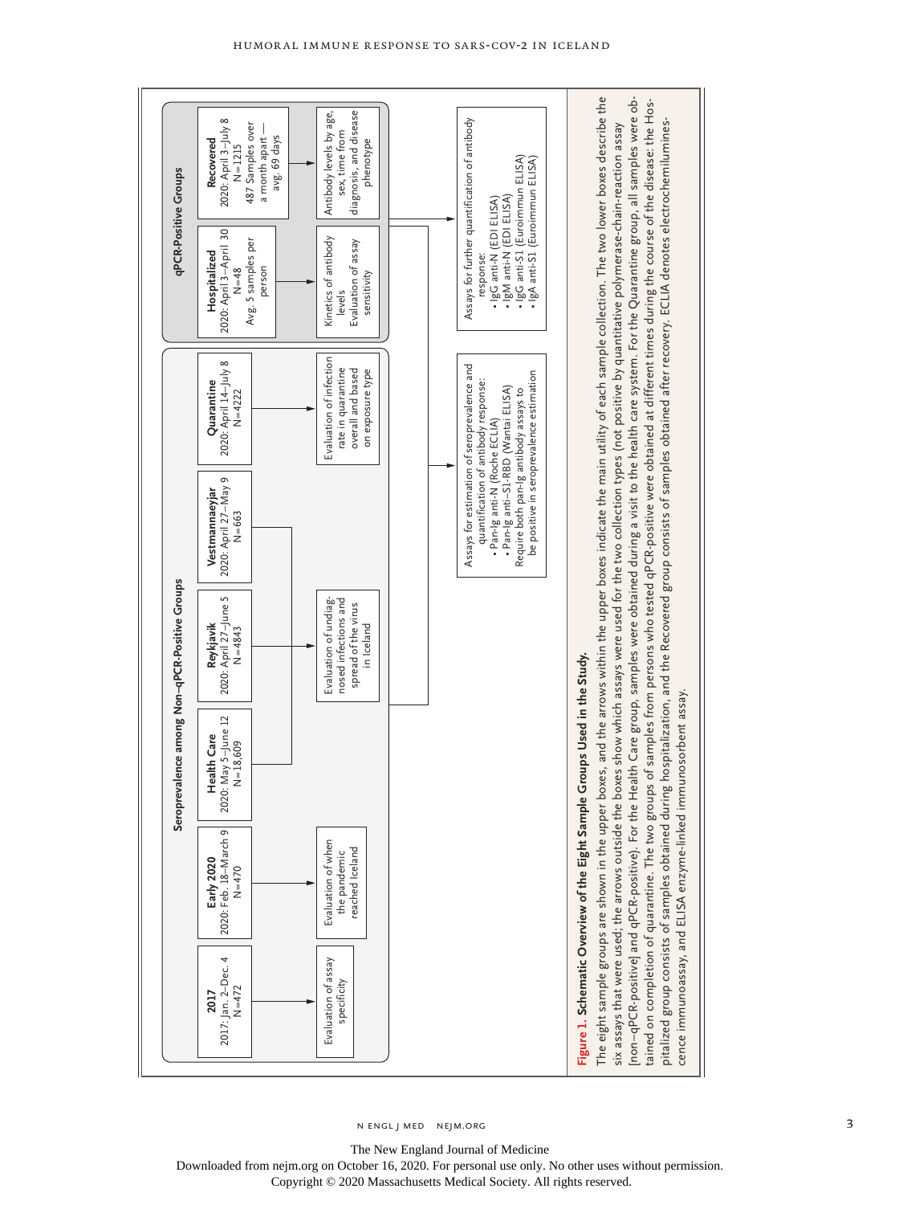## Seroprevalence among Non–qPCR-Positive Groups

**2017**
2017: Jan. 2–Dec. 4
N=472
→ Evaluation of assay specificity

**Early 2020**
2020: Feb. 18–March 9
N=470
→ Evaluation of when the pandemic reached Iceland

**Health Care**
2020: May 5–June 12
N=18,609

**Reykjavik**
2020: April 27–June 5
N=4843

**Vestmannaeyjar**
2020: April 27–May 9
N=663

→ Evaluation of undiagnosed infections and spread of the virus in Iceland

**Quarantine**
2020: April 14–July 8
N=4222
→ Evaluation of infection rate in quarantine overall and based on exposure type

## qPCR-Positive Groups

**Hospitalized**
2020: April 3–April 30
N=48
Avg. 5 samples per person
→ Kinetics of antibody levels
Evaluation of assay sensitivity

**Recovered**
2020: April 3–July 8
N=1215
487 Samples over a month apart — avg. 69 days
→ Antibody levels by age, sex, time from diagnosis, and disease phenotype

Assays for estimation of seroprevalence and quantification of antibody response:
- Pan-Ig anti-N (Roche ECLIA)
- Pan-Ig anti–S1-RBD (Wantai ELISA)

Require both pan-Ig antibody assays to be positive in seroprevalence estimation

Assays for further quantification of antibody response:
- IgG anti-N (EDI ELISA)
- IgM anti-N (EDI ELISA)
- IgG anti-S1 (Euroimmun ELISA)
- IgA anti-S1 (Euroimmun ELISA)

**Figure 1. Schematic Overview of the Eight Sample Groups Used in the Study.**

The eight sample groups are shown in the upper boxes, and the arrows within the upper boxes indicate the main utility of each sample collection. The two lower boxes describe the six assays that were used; the arrows outside the boxes show which assays were used for the two collection types (not positive by quantitative polymerase-chain-reaction assay [non–qPCR-positive] and qPCR-positive). For the Health Care group, samples were obtained during a visit to the health care system. For the Quarantine group, all samples were obtained on completion of quarantine. The two groups of samples from persons who tested qPCR-positive were obtained at different times during the course of the disease: the Hospitalized group consists of samples obtained during hospitalization, and the Recovered group consists of samples obtained after recovery. ECLIA denotes electrochemiluminescence immunoassay, and ELISA enzyme-linked immunosorbent assay.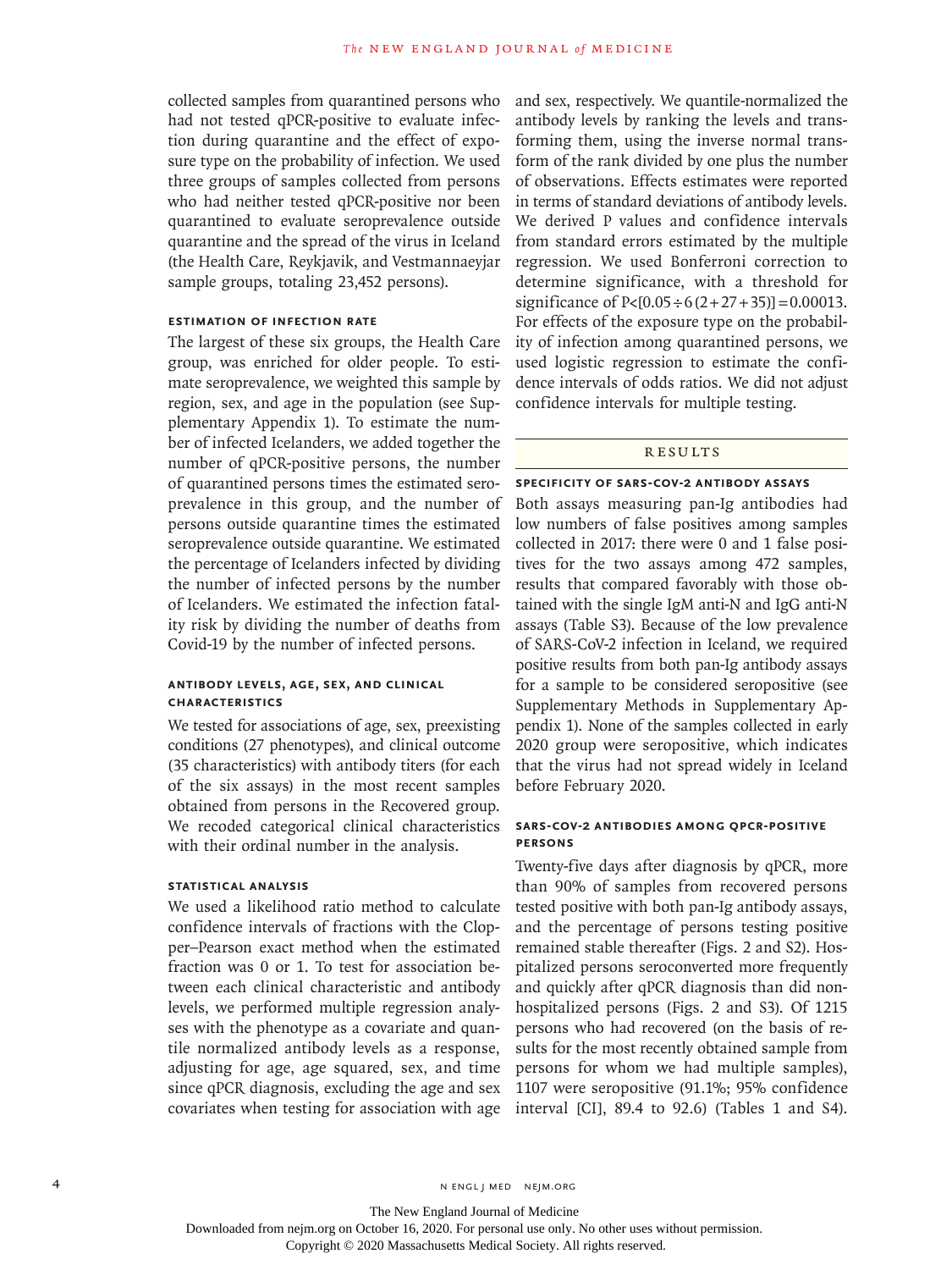collected samples from quarantined persons who had not tested qPCR-positive to evaluate infection during quarantine and the effect of exposure type on the probability of infection. We used three groups of samples collected from persons who had neither tested qPCR-positive nor been quarantined to evaluate seroprevalence outside quarantine and the spread of the virus in Iceland (the Health Care, Reykjavik, and Vestmannaeyjar sample groups, totaling 23,452 persons).

#### ESTIMATION OF INFECTION RATE

The largest of these six groups, the Health Care group, was enriched for older people. To estimate seroprevalence, we weighted this sample by region, sex, and age in the population (see Supplementary Appendix 1). To estimate the number of infected Icelanders, we added together the number of qPCR-positive persons, the number of quarantined persons times the estimated seroprevalence in this group, and the number of persons outside quarantine times the estimated seroprevalence outside quarantine. We estimated the percentage of Icelanders infected by dividing the number of infected persons by the number of Icelanders. We estimated the infection fatality risk by dividing the number of deaths from Covid-19 by the number of infected persons.

#### ANTIBODY LEVELS, AGE, SEX, AND CLINICAL CHARACTERISTICS

We tested for associations of age, sex, preexisting conditions (27 phenotypes), and clinical outcome (35 characteristics) with antibody titers (for each of the six assays) in the most recent samples obtained from persons in the Recovered group. We recoded categorical clinical characteristics with their ordinal number in the analysis.

#### STATISTICAL ANALYSIS

We used a likelihood ratio method to calculate confidence intervals of fractions with the Clopper–Pearson exact method when the estimated fraction was 0 or 1. To test for association between each clinical characteristic and antibody levels, we performed multiple regression analyses with the phenotype as a covariate and quantile normalized antibody levels as a response, adjusting for age, age squared, sex, and time since qPCR diagnosis, excluding the age and sex covariates when testing for association with age and sex, respectively. We quantile-normalized the antibody levels by ranking the levels and transforming them, using the inverse normal transform of the rank divided by one plus the number of observations. Effects estimates were reported in terms of standard deviations of antibody levels. We derived P values and confidence intervals from standard errors estimated by the multiple regression. We used Bonferroni correction to determine significance, with a threshold for significance of $P<[0.05\div 6\,(2+27+35)]=0.00013$. For effects of the exposure type on the probability of infection among quarantined persons, we used logistic regression to estimate the confidence intervals of odds ratios. We did not adjust confidence intervals for multiple testing.

## RESULTS

#### SPECIFICITY OF SARS-COV-2 ANTIBODY ASSAYS

Both assays measuring pan-Ig antibodies had low numbers of false positives among samples collected in 2017: there were 0 and 1 false positives for the two assays among 472 samples, results that compared favorably with those obtained with the single IgM anti-N and IgG anti-N assays (Table S3). Because of the low prevalence of SARS-CoV-2 infection in Iceland, we required positive results from both pan-Ig antibody assays for a sample to be considered seropositive (see Supplementary Methods in Supplementary Appendix 1). None of the samples collected in early 2020 group were seropositive, which indicates that the virus had not spread widely in Iceland before February 2020.

#### SARS-COV-2 ANTIBODIES AMONG QPCR-POSITIVE PERSONS

Twenty-five days after diagnosis by qPCR, more than 90% of samples from recovered persons tested positive with both pan-Ig antibody assays, and the percentage of persons testing positive remained stable thereafter (Figs. 2 and S2). Hospitalized persons seroconverted more frequently and quickly after qPCR diagnosis than did nonhospitalized persons (Figs. 2 and S3). Of 1215 persons who had recovered (on the basis of results for the most recently obtained sample from persons for whom we had multiple samples), 1107 were seropositive (91.1%; 95% confidence interval [CI], 89.4 to 92.6) (Tables 1 and S4).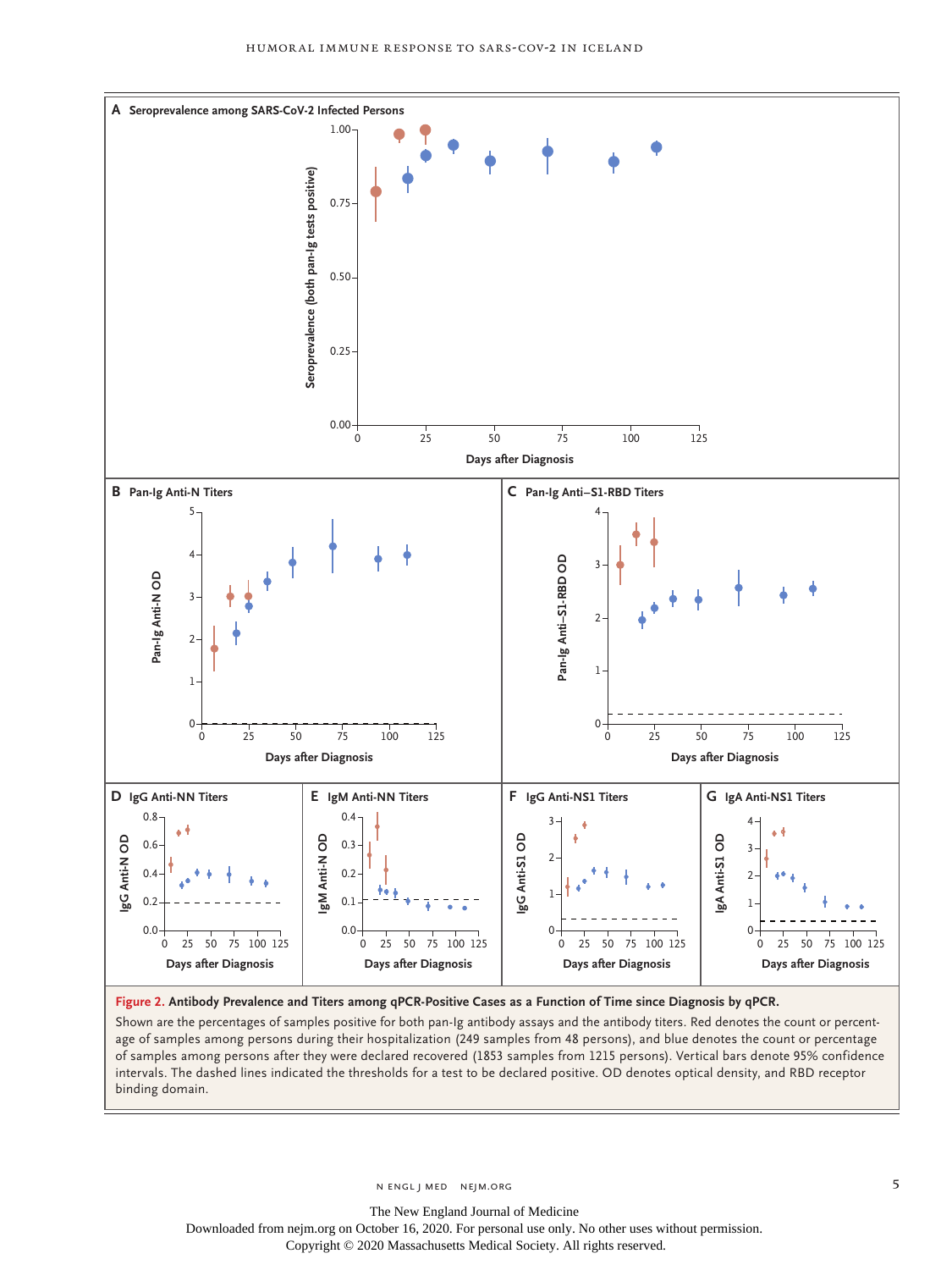**Figure 2. Antibody Prevalence and Titers among qPCR-Positive Cases as a Function of Time since Diagnosis by qPCR.**

Shown are the percentages of samples positive for both pan-Ig antibody assays and the antibody titers. Red denotes the count or percentage of samples among persons during their hospitalization (249 samples from 48 persons), and blue denotes the count or percentage of samples among persons after they were declared recovered (1853 samples from 1215 persons). Vertical bars denote 95% confidence intervals. The dashed lines indicated the thresholds for a test to be declared positive. OD denotes optical density, and RBD receptor binding domain.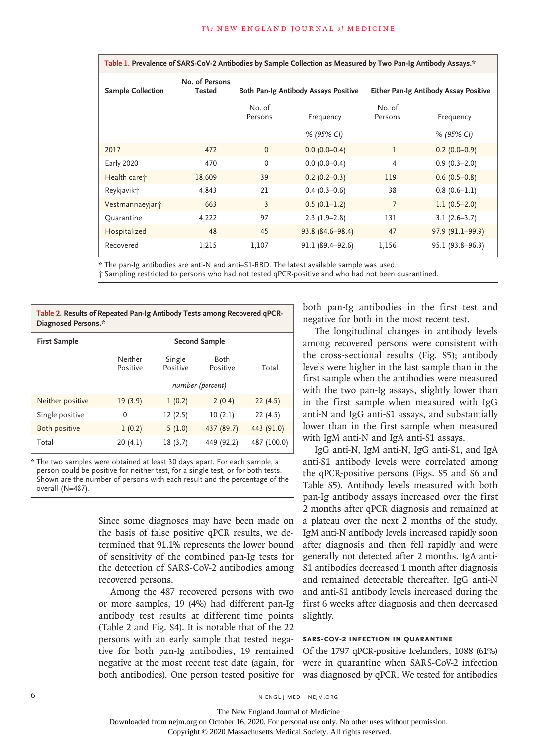**Table 1.** Prevalence of SARS-CoV-2 Antibodies by Sample Collection as Measured by Two Pan-Ig Antibody Assays.*

| Sample Collection | No. of Persons Tested | Both Pan-Ig Antibody Assays Positive | | Either Pan-Ig Antibody Assay Positive | |
|---|---|---|---|---|---|
| | | No. of Persons | Frequency | No. of Persons | Frequency |
| | | | *% (95% CI)* | | *% (95% CI)* |
| 2017 | 472 | 0 | 0.0 (0.0–0.4) | 1 | 0.2 (0.0–0.9) |
| Early 2020 | 470 | 0 | 0.0 (0.0–0.4) | 4 | 0.9 (0.3–2.0) |
| Health care† | 18,609 | 39 | 0.2 (0.2–0.3) | 119 | 0.6 (0.5–0.8) |
| Reykjavik† | 4,843 | 21 | 0.4 (0.3–0.6) | 38 | 0.8 (0.6–1.1) |
| Vestmannaeyjar† | 663 | 3 | 0.5 (0.1–1.2) | 7 | 1.1 (0.5–2.0) |
| Quarantine | 4,222 | 97 | 2.3 (1.9–2.8) | 131 | 3.1 (2.6–3.7) |
| Hospitalized | 48 | 45 | 93.8 (84.6–98.4) | 47 | 97.9 (91.1–99.9) |
| Recovered | 1,215 | 1,107 | 91.1 (89.4–92.6) | 1,156 | 95.1 (93.8–96.3) |

\* The pan-Ig antibodies are anti-N and anti–S1-RBD. The latest available sample was used.
† Sampling restricted to persons who had not tested qPCR-positive and who had not been quarantined.

**Table 2.** Results of Repeated Pan-Ig Antibody Tests among Recovered qPCR-Diagnosed Persons.*

| First Sample | Second Sample | | | |
|---|---|---|---|---|
| | Neither Positive | Single Positive | Both Positive | Total |
| | *number (percent)* | | | |
| Neither positive | 19 (3.9) | 1 (0.2) | 2 (0.4) | 22 (4.5) |
| Single positive | 0 | 12 (2.5) | 10 (2.1) | 22 (4.5) |
| Both positive | 1 (0.2) | 5 (1.0) | 437 (89.7) | 443 (91.0) |
| Total | 20 (4.1) | 18 (3.7) | 449 (92.2) | 487 (100.0) |

\* The two samples were obtained at least 30 days apart. For each sample, a person could be positive for neither test, for a single test, or for both tests. Shown are the number of persons with each result and the percentage of the overall (N=487).

Since some diagnoses may have been made on the basis of false positive qPCR results, we determined that 91.1% represents the lower bound of sensitivity of the combined pan-Ig tests for the detection of SARS-CoV-2 antibodies among recovered persons.

Among the 487 recovered persons with two or more samples, 19 (4%) had different pan-Ig antibody test results at different time points (Table 2 and Fig. S4). It is notable that of the 22 persons with an early sample that tested negative for both pan-Ig antibodies, 19 remained negative at the most recent test date (again, for both antibodies). One person tested positive for both pan-Ig antibodies in the first test and negative for both in the most recent test.

The longitudinal changes in antibody levels among recovered persons were consistent with the cross-sectional results (Fig. S5); antibody levels were higher in the last sample than in the first sample when the antibodies were measured with the two pan-Ig assays, slightly lower than in the first sample when measured with IgG anti-N and IgG anti-S1 assays, and substantially lower than in the first sample when measured with IgM anti-N and IgA anti-S1 assays.

IgG anti-N, IgM anti-N, IgG anti-S1, and IgA anti-S1 antibody levels were correlated among the qPCR-positive persons (Figs. S5 and S6 and Table S5). Antibody levels measured with both pan-Ig antibody assays increased over the first 2 months after qPCR diagnosis and remained at a plateau over the next 2 months of the study. IgM anti-N antibody levels increased rapidly soon after diagnosis and then fell rapidly and were generally not detected after 2 months. IgA anti-S1 antibodies decreased 1 month after diagnosis and remained detectable thereafter. IgG anti-N and anti-S1 antibody levels increased during the first 6 weeks after diagnosis and then decreased slightly.

### SARS-CoV-2 Infection in Quarantine

Of the 1797 qPCR-positive Icelanders, 1088 (61%) were in quarantine when SARS-CoV-2 infection was diagnosed by qPCR. We tested for antibodies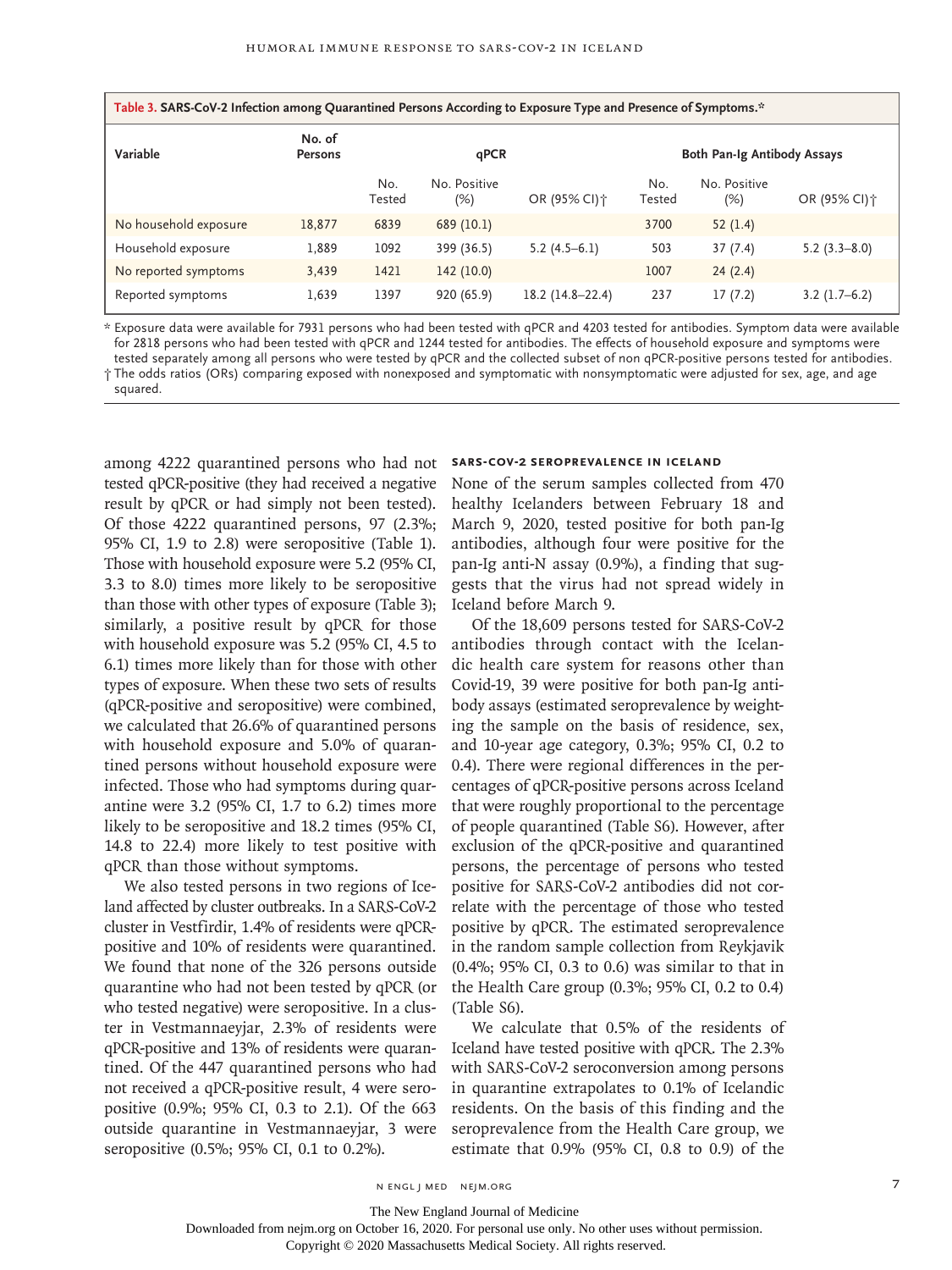**Table 3. SARS-CoV-2 Infection among Quarantined Persons According to Exposure Type and Presence of Symptoms.***

| Variable | No. of Persons | qPCR | | | Both Pan-Ig Antibody Assays | | |
|---|---|---|---|---|---|---|---|
| | | No. Tested | No. Positive (%) | OR (95% CI)† | No. Tested | No. Positive (%) | OR (95% CI)† |
| No household exposure | 18,877 | 6839 | 689 (10.1) | | 3700 | 52 (1.4) | |
| Household exposure | 1,889 | 1092 | 399 (36.5) | 5.2 (4.5–6.1) | 503 | 37 (7.4) | 5.2 (3.3–8.0) |
| No reported symptoms | 3,439 | 1421 | 142 (10.0) | | 1007 | 24 (2.4) | |
| Reported symptoms | 1,639 | 1397 | 920 (65.9) | 18.2 (14.8–22.4) | 237 | 17 (7.2) | 3.2 (1.7–6.2) |

\* Exposure data were available for 7931 persons who had been tested with qPCR and 4203 tested for antibodies. Symptom data were available for 2818 persons who had been tested with qPCR and 1244 tested for antibodies. The effects of household exposure and symptoms were tested separately among all persons who were tested by qPCR and the collected subset of non qPCR-positive persons tested for antibodies.

† The odds ratios (ORs) comparing exposed with nonexposed and symptomatic with nonsymptomatic were adjusted for sex, age, and age squared.

among 4222 quarantined persons who had not tested qPCR-positive (they had received a negative result by qPCR or had simply not been tested). Of those 4222 quarantined persons, 97 (2.3%; 95% CI, 1.9 to 2.8) were seropositive (Table 1). Those with household exposure were 5.2 (95% CI, 3.3 to 8.0) times more likely to be seropositive than those with other types of exposure (Table 3); similarly, a positive result by qPCR for those with household exposure was 5.2 (95% CI, 4.5 to 6.1) times more likely than for those with other types of exposure. When these two sets of results (qPCR-positive and seropositive) were combined, we calculated that 26.6% of quarantined persons with household exposure and 5.0% of quarantined persons without household exposure were infected. Those who had symptoms during quarantine were 3.2 (95% CI, 1.7 to 6.2) times more likely to be seropositive and 18.2 times (95% CI, 14.8 to 22.4) more likely to test positive with qPCR than those without symptoms.

We also tested persons in two regions of Iceland affected by cluster outbreaks. In a SARS-CoV-2 cluster in Vestfirdir, 1.4% of residents were qPCR-positive and 10% of residents were quarantined. We found that none of the 326 persons outside quarantine who had not been tested by qPCR (or who tested negative) were seropositive. In a cluster in Vestmannaeyjar, 2.3% of residents were qPCR-positive and 13% of residents were quarantined. Of the 447 quarantined persons who had not received a qPCR-positive result, 4 were seropositive (0.9%; 95% CI, 0.3 to 2.1). Of the 663 outside quarantine in Vestmannaeyjar, 3 were seropositive (0.5%; 95% CI, 0.1 to 0.2%).

### SARS-CoV-2 Seroprevalence in Iceland

None of the serum samples collected from 470 healthy Icelanders between February 18 and March 9, 2020, tested positive for both pan-Ig antibodies, although four were positive for the pan-Ig anti-N assay (0.9%), a finding that suggests that the virus had not spread widely in Iceland before March 9.

Of the 18,609 persons tested for SARS-CoV-2 antibodies through contact with the Icelandic health care system for reasons other than Covid-19, 39 were positive for both pan-Ig antibody assays (estimated seroprevalence by weighting the sample on the basis of residence, sex, and 10-year age category, 0.3%; 95% CI, 0.2 to 0.4). There were regional differences in the percentages of qPCR-positive persons across Iceland that were roughly proportional to the percentage of people quarantined (Table S6). However, after exclusion of the qPCR-positive and quarantined persons, the percentage of persons who tested positive for SARS-CoV-2 antibodies did not correlate with the percentage of those who tested positive by qPCR. The estimated seroprevalence in the random sample collection from Reykjavik (0.4%; 95% CI, 0.3 to 0.6) was similar to that in the Health Care group (0.3%; 95% CI, 0.2 to 0.4) (Table S6).

We calculate that 0.5% of the residents of Iceland have tested positive with qPCR. The 2.3% with SARS-CoV-2 seroconversion among persons in quarantine extrapolates to 0.1% of Icelandic residents. On the basis of this finding and the seroprevalence from the Health Care group, we estimate that 0.9% (95% CI, 0.8 to 0.9) of the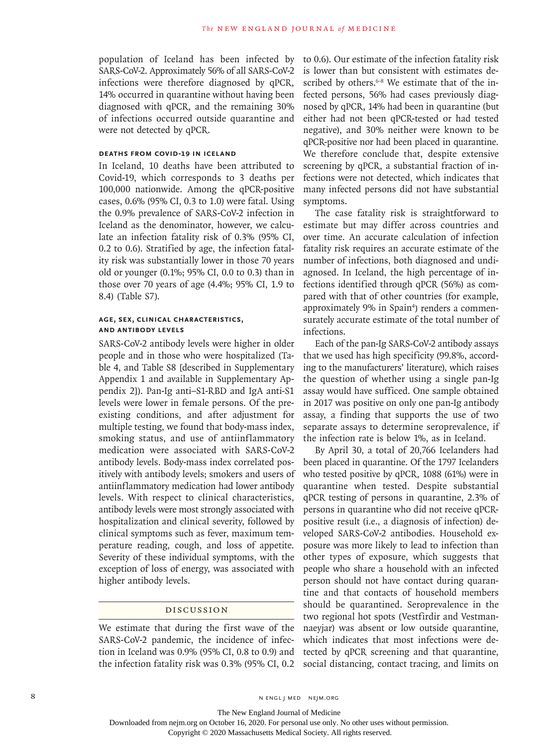population of Iceland has been infected by SARS-CoV-2. Approximately 56% of all SARS-CoV-2 infections were therefore diagnosed by qPCR, 14% occurred in quarantine without having been diagnosed with qPCR, and the remaining 30% of infections occurred outside quarantine and were not detected by qPCR.

### Deaths from Covid-19 in Iceland

In Iceland, 10 deaths have been attributed to Covid-19, which corresponds to 3 deaths per 100,000 nationwide. Among the qPCR-positive cases, 0.6% (95% CI, 0.3 to 1.0) were fatal. Using the 0.9% prevalence of SARS-CoV-2 infection in Iceland as the denominator, however, we calculate an infection fatality risk of 0.3% (95% CI, 0.2 to 0.6). Stratified by age, the infection fatality risk was substantially lower in those 70 years old or younger (0.1%; 95% CI, 0.0 to 0.3) than in those over 70 years of age (4.4%; 95% CI, 1.9 to 8.4) (Table S7).

### Age, Sex, Clinical Characteristics, and Antibody Levels

SARS-CoV-2 antibody levels were higher in older people and in those who were hospitalized (Table 4, and Table S8 [described in Supplementary Appendix 1 and available in Supplementary Appendix 2]). Pan-Ig anti–S1-RBD and IgA anti-S1 levels were lower in female persons. Of the preexisting conditions, and after adjustment for multiple testing, we found that body-mass index, smoking status, and use of antiinflammatory medication were associated with SARS-CoV-2 antibody levels. Body-mass index correlated positively with antibody levels; smokers and users of antiinflammatory medication had lower antibody levels. With respect to clinical characteristics, antibody levels were most strongly associated with hospitalization and clinical severity, followed by clinical symptoms such as fever, maximum temperature reading, cough, and loss of appetite. Severity of these individual symptoms, with the exception of loss of energy, was associated with higher antibody levels.

## Discussion

We estimate that during the first wave of the SARS-CoV-2 pandemic, the incidence of infection in Iceland was 0.9% (95% CI, 0.8 to 0.9) and the infection fatality risk was 0.3% (95% CI, 0.2 to 0.6). Our estimate of the infection fatality risk is lower than but consistent with estimates described by others.[6-8] We estimate that of the infected persons, 56% had cases previously diagnosed by qPCR, 14% had been in quarantine (but either had not been qPCR-tested or had tested negative), and 30% neither were known to be qPCR-positive nor had been placed in quarantine. We therefore conclude that, despite extensive screening by qPCR, a substantial fraction of infections were not detected, which indicates that many infected persons did not have substantial symptoms.

The case fatality risk is straightforward to estimate but may differ across countries and over time. An accurate calculation of infection fatality risk requires an accurate estimate of the number of infections, both diagnosed and undiagnosed. In Iceland, the high percentage of infections identified through qPCR (56%) as compared with that of other countries (for example, approximately 9% in Spain[4]) renders a commensurately accurate estimate of the total number of infections.

Each of the pan-Ig SARS-CoV-2 antibody assays that we used has high specificity (99.8%, according to the manufacturers' literature), which raises the question of whether using a single pan-Ig assay would have sufficed. One sample obtained in 2017 was positive on only one pan-Ig antibody assay, a finding that supports the use of two separate assays to determine seroprevalence, if the infection rate is below 1%, as in Iceland.

By April 30, a total of 20,766 Icelanders had been placed in quarantine. Of the 1797 Icelanders who tested positive by qPCR, 1088 (61%) were in quarantine when tested. Despite substantial qPCR testing of persons in quarantine, 2.3% of persons in quarantine who did not receive qPCR-positive result (i.e., a diagnosis of infection) developed SARS-CoV-2 antibodies. Household exposure was more likely to lead to infection than other types of exposure, which suggests that people who share a household with an infected person should not have contact during quarantine and that contacts of household members should be quarantined. Seroprevalence in the two regional hot spots (Vestfirdir and Vestmannaeyjar) was absent or low outside quarantine, which indicates that most infections were detected by qPCR screening and that quarantine, social distancing, contact tracing, and limits on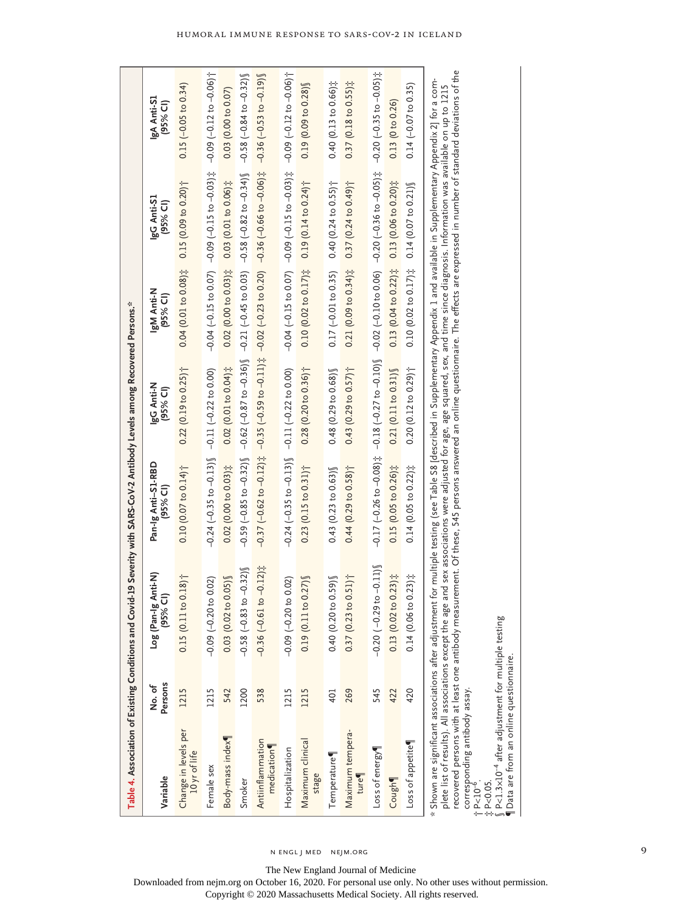**Table 4.** Association of Existing Conditions and Covid-19 Severity with SARS-CoV-2 Antibody Levels among Recovered Persons.*

| Variable | No. of Persons | Log (Pan-Ig Anti-N) (95% CI) | Pan-Ig Anti–S1-RBD (95% CI) | IgG Anti-N (95% CI) | IgM Anti-N (95% CI) | IgG Anti-S1 (95% CI) | IgA Anti-S1 (95% CI) |
|---|---|---|---|---|---|---|---|
| Change in levels per 10 yr of life | 1215 | 0.15 (0.11 to 0.18)† | 0.10 (0.07 to 0.14)† | 0.22 (0.19 to 0.25)† | 0.04 (0.01 to 0.08)‡ | 0.15 (0.09 to 0.20)† | 0.15 (−0.05 to 0.34) |
| Female sex | 1215 | −0.09 (−0.20 to 0.02) | −0.24 (−0.35 to −0.13)§ | −0.11 (−0.22 to 0.00) | −0.04 (−0.15 to 0.07) | −0.09 (−0.15 to −0.03)‡ | −0.09 (−0.12 to −0.06)† |
| Body-mass index¶ | 542 | 0.03 (0.02 to 0.05)§ | 0.02 (0.00 to 0.03)‡ | 0.02 (0.01 to 0.04)‡ | 0.02 (0.00 to 0.03)‡ | 0.03 (0.01 to 0.06)‡ | 0.03 (0.00 to 0.07) |
| Smoker | 1200 | −0.58 (−0.83 to −0.32)§ | −0.59 (−0.85 to −0.32)§ | −0.62 (−0.87 to −0.36)§ | −0.21 (−0.45 to 0.03) | −0.58 (−0.82 to −0.34)§ | −0.58 (−0.84 to −0.32)§ |
| Antiinflammation medication¶ | 538 | −0.36 (−0.61 to −0.12)‡ | −0.37 (−0.62 to −0.12)‡ | −0.35 (−0.59 to −0.11)‡ | −0.02 (−0.23 to 0.20) | −0.36 (−0.66 to −0.06)‡ | −0.36 (−0.53 to −0.19)§ |
| Hospitalization | 1215 | −0.09 (−0.20 to 0.02) | −0.24 (−0.35 to −0.13)§ | −0.11 (−0.22 to 0.00) | −0.04 (−0.15 to 0.07) | −0.09 (−0.15 to −0.03)‡ | −0.09 (−0.12 to −0.06)† |
| Maximum clinical stage | 1215 | 0.19 (0.11 to 0.27)§ | 0.23 (0.15 to 0.31)† | 0.28 (0.20 to 0.36)† | 0.10 (0.02 to 0.17)‡ | 0.19 (0.14 to 0.24)† | 0.19 (0.09 to 0.28)§ |
| Temperature¶ | 401 | 0.40 (0.20 to 0.59)§ | 0.43 (0.23 to 0.63)§ | 0.48 (0.29 to 0.68)§ | 0.17 (−0.01 to 0.35) | 0.40 (0.24 to 0.55)† | 0.40 (0.13 to 0.66)‡ |
| Maximum temperature¶ | 269 | 0.37 (0.23 to 0.51)† | 0.44 (0.29 to 0.58)† | 0.43 (0.29 to 0.57)† | 0.21 (0.09 to 0.34)‡ | 0.37 (0.24 to 0.49)† | 0.37 (0.18 to 0.55)‡ |
| Loss of energy¶ | 545 | −0.20 (−0.29 to −0.11)§ | −0.17 (−0.26 to −0.08)‡ | −0.18 (−0.27 to −0.10)§ | −0.02 (−0.10 to 0.06) | −0.20 (−0.36 to −0.05)‡ | −0.20 (−0.35 to −0.05)‡ |
| Cough¶ | 422 | 0.13 (0.02 to 0.23)‡ | 0.15 (0.05 to 0.26)‡ | 0.21 (0.11 to 0.31)§ | 0.13 (0.04 to 0.22)‡ | 0.13 (0.06 to 0.20)‡ | 0.13 (0 to 0.26) |
| Loss of appetite¶ | 420 | 0.14 (0.06 to 0.23)‡ | 0.14 (0.05 to 0.22)‡ | 0.20 (0.12 to 0.29)† | 0.10 (0.02 to 0.17)‡ | 0.14 (0.07 to 0.21)§ | 0.14 (−0.07 to 0.35) |

\* Shown are significant associations after adjustment for multiple testing (see Table S8 [described in Supplementary Appendix 1 and available in Supplementary Appendix 2] for a complete list of results). All associations except the age and sex associations were adjusted for age, age squared, sex, and time since diagnosis. Information was available on up to 1215 recovered persons with at least one antibody measurement. Of these, 545 persons answered an online questionnaire. The effects are expressed in number of standard deviations of the corresponding antibody assay.

† $P<10^{-6}$.

‡ $P<0.05$.

§ $P<1.3\times10^{-4}$ after adjustment for multiple testing

¶ Data are from an online questionnaire.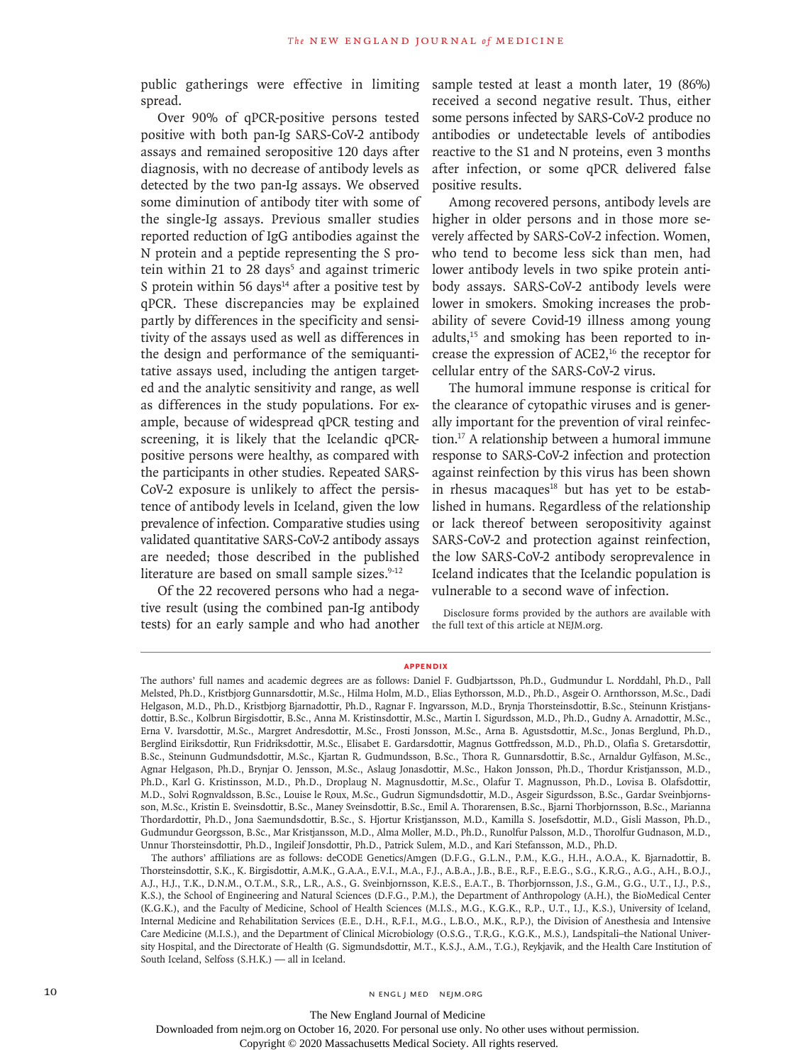public gatherings were effective in limiting spread.

Over 90% of qPCR-positive persons tested positive with both pan-Ig SARS-CoV-2 antibody assays and remained seropositive 120 days after diagnosis, with no decrease of antibody levels as detected by the two pan-Ig assays. We observed some diminution of antibody titer with some of the single-Ig assays. Previous smaller studies reported reduction of IgG antibodies against the N protein and a peptide representing the S protein within 21 to 28 days[5] and against trimeric S protein within 56 days[14] after a positive test by qPCR. These discrepancies may be explained partly by differences in the specificity and sensitivity of the assays used as well as differences in the design and performance of the semiquantitative assays used, including the antigen targeted and the analytic sensitivity and range, as well as differences in the study populations. For example, because of widespread qPCR testing and screening, it is likely that the Icelandic qPCR-positive persons were healthy, as compared with the participants in other studies. Repeated SARS-CoV-2 exposure is unlikely to affect the persistence of antibody levels in Iceland, given the low prevalence of infection. Comparative studies using validated quantitative SARS-CoV-2 antibody assays are needed; those described in the published literature are based on small sample sizes.[9-12]

Of the 22 recovered persons who had a negative result (using the combined pan-Ig antibody tests) for an early sample and who had another sample tested at least a month later, 19 (86%) received a second negative result. Thus, either some persons infected by SARS-CoV-2 produce no antibodies or undetectable levels of antibodies reactive to the S1 and N proteins, even 3 months after infection, or some qPCR delivered false positive results.

Among recovered persons, antibody levels are higher in older persons and in those more severely affected by SARS-CoV-2 infection. Women, who tend to become less sick than men, had lower antibody levels in two spike protein antibody assays. SARS-CoV-2 antibody levels were lower in smokers. Smoking increases the probability of severe Covid-19 illness among young adults,[15] and smoking has been reported to increase the expression of ACE2,[16] the receptor for cellular entry of the SARS-CoV-2 virus.

The humoral immune response is critical for the clearance of cytopathic viruses and is generally important for the prevention of viral reinfection.[17] A relationship between a humoral immune response to SARS-CoV-2 infection and protection against reinfection by this virus has been shown in rhesus macaques[18] but has yet to be established in humans. Regardless of the relationship or lack thereof between seropositivity against SARS-CoV-2 and protection against reinfection, the low SARS-CoV-2 antibody seroprevalence in Iceland indicates that the Icelandic population is vulnerable to a second wave of infection.

Disclosure forms provided by the authors are available with the full text of this article at NEJM.org.

## APPENDIX

The authors' full names and academic degrees are as follows: Daniel F. Gudbjartsson, Ph.D., Gudmundur L. Norddahl, Ph.D., Pall Melsted, Ph.D., Kristbjorg Gunnarsdottir, M.Sc., Hilma Holm, M.D., Elias Eythorsson, M.D., Ph.D., Asgeir O. Arnthorsson, M.Sc., Dadi Helgason, M.D., Ph.D., Kristbjorg Bjarnadottir, Ph.D., Ragnar F. Ingvarsson, M.D., Brynja Thorsteinsdottir, B.Sc., Steinunn Kristjansdottir, B.Sc., Kolbrun Birgisdottir, B.Sc., Anna M. Kristinsdottir, M.Sc., Martin I. Sigurdsson, M.D., Ph.D., Gudny A. Arnadottir, M.Sc., Erna V. Ivarsdottir, M.Sc., Margret Andresdottir, M.Sc., Frosti Jonsson, M.Sc., Arna B. Agustsdottir, M.Sc., Jonas Berglund, Ph.D., Berglind Eiriksdottir, Run Fridriksdottir, M.Sc., Elisabet E. Gardarsdottir, Magnus Gottfredsson, M.D., Ph.D., Olafia S. Gretarsdottir, B.Sc., Steinunn Gudmundsdottir, M.Sc., Kjartan R. Gudmundsson, B.Sc., Thora R. Gunnarsdottir, B.Sc., Arnaldur Gylfason, M.Sc., Agnar Helgason, Ph.D., Brynjar O. Jensson, M.Sc., Aslaug Jonasdottir, M.Sc., Hakon Jonsson, Ph.D., Thordur Kristjansson, M.D., Ph.D., Karl G. Kristinsson, M.D., Ph.D., Droplaug N. Magnusdottir, M.Sc., Olafur T. Magnusson, Ph.D., Lovisa B. Olafsdottir, M.D., Solvi Rognvaldsson, B.Sc., Louise le Roux, M.Sc., Gudrun Sigmundsdottir, M.D., Asgeir Sigurdsson, B.Sc., Gardar Sveinbjornsson, M.Sc., Kristin E. Sveinsdottir, B.Sc., Maney Sveinsdottir, B.Sc., Emil A. Thorarensen, B.Sc., Bjarni Thorbjornsson, B.Sc., Marianna Thordardottir, Ph.D., Jona Saemundsdottir, B.Sc., S. Hjortur Kristjansson, M.D., Kamilla S. Josefsdottir, M.D., Gisli Masson, Ph.D., Gudmundur Georgsson, B.Sc., Mar Kristjansson, M.D., Alma Moller, M.D., Ph.D., Runolfur Palsson, M.D., Thorolfur Gudnason, M.D., Unnur Thorsteinsdottir, Ph.D., Ingileif Jonsdottir, Ph.D., Patrick Sulem, M.D., and Kari Stefansson, M.D., Ph.D.

The authors' affiliations are as follows: deCODE Genetics/Amgen (D.F.G., G.L.N., P.M., K.G., H.H., A.O.A., K. Bjarnadottir, B. Thorsteinsdottir, S.K., K. Birgisdottir, A.M.K., G.A.A., E.V.I., M.A., F.J., A.B.A., J.B., B.E., R.F., E.E.G., S.G., K.R.G., A.G., A.H., B.O.J., A.J., H.J., T.K., D.N.M., O.T.M., S.R., L.R., A.S., G. Sveinbjornsson, K.E.S., E.A.T., B. Thorbjornsson, J.S., G.M., G.G., U.T., I.J., P.S., K.S.), the School of Engineering and Natural Sciences (D.F.G., P.M.), the Department of Anthropology (A.H.), the BioMedical Center (K.G.K.), and the Faculty of Medicine, School of Health Sciences (M.I.S., M.G., K.G.K., R.P., U.T., I.J., K.S.), University of Iceland, Internal Medicine and Rehabilitation Services (E.E., D.H., R.F.I., M.G., L.B.O., M.K., R.P.), the Division of Anesthesia and Intensive Care Medicine (M.I.S.), and the Department of Clinical Microbiology (O.S.G., T.R.G., K.G.K., M.S.), Landspitali–the National University Hospital, and the Directorate of Health (G. Sigmundsdottir, M.T., K.S.J., A.M., T.G.), Reykjavik, and the Health Care Institution of South Iceland, Selfoss (S.H.K.) — all in Iceland.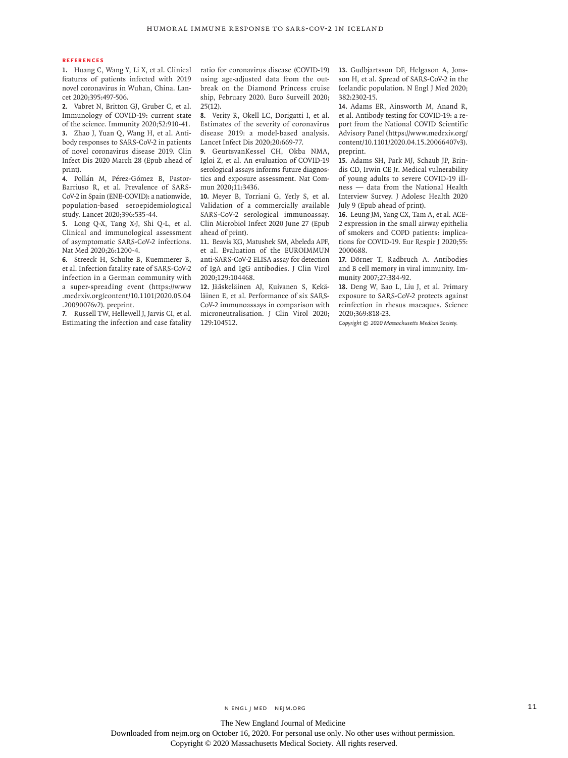## References

1. Huang C, Wang Y, Li X, et al. Clinical features of patients infected with 2019 novel coronavirus in Wuhan, China. Lancet 2020;395:497-506.
2. Vabret N, Britton GJ, Gruber C, et al. Immunology of COVID-19: current state of the science. Immunity 2020;52:910-41.
3. Zhao J, Yuan Q, Wang H, et al. Antibody responses to SARS-CoV-2 in patients of novel coronavirus disease 2019. Clin Infect Dis 2020 March 28 (Epub ahead of print).
4. Pollán M, Pérez-Gómez B, Pastor-Barriuso R, et al. Prevalence of SARS-CoV-2 in Spain (ENE-COVID): a nationwide, population-based seroepidemiological study. Lancet 2020;396:535-44.
5. Long Q-X, Tang X-J, Shi Q-L, et al. Clinical and immunological assessment of asymptomatic SARS-CoV-2 infections. Nat Med 2020;26:1200-4.
6. Streeck H, Schulte B, Kuemmerer B, et al. Infection fatality rate of SARS-CoV-2 infection in a German community with a super-spreading event (https://www.medrxiv.org/content/10.1101/2020.05.04.20090076v2). preprint.
7. Russell TW, Hellewell J, Jarvis CI, et al. Estimating the infection and case fatality ratio for coronavirus disease (COVID-19) using age-adjusted data from the outbreak on the Diamond Princess cruise ship, February 2020. Euro Surveill 2020;25(12).
8. Verity R, Okell LC, Dorigatti I, et al. Estimates of the severity of coronavirus disease 2019: a model-based analysis. Lancet Infect Dis 2020;20:669-77.
9. GeurtsvanKessel CH, Okba NMA, Igloi Z, et al. An evaluation of COVID-19 serological assays informs future diagnostics and exposure assessment. Nat Commun 2020;11:3436.
10. Meyer B, Torriani G, Yerly S, et al. Validation of a commercially available SARS-CoV-2 serological immunoassay. Clin Microbiol Infect 2020 June 27 (Epub ahead of print).
11. Beavis KG, Matushek SM, Abeleda APF, et al. Evaluation of the EUROIMMUN anti-SARS-CoV-2 ELISA assay for detection of IgA and IgG antibodies. J Clin Virol 2020;129:104468.
12. Jääskeläinen AJ, Kuivanen S, Kekäläinen E, et al. Performance of six SARS-CoV-2 immunoassays in comparison with microneutralisation. J Clin Virol 2020;129:104512.
13. Gudbjartsson DF, Helgason A, Jonsson H, et al. Spread of SARS-CoV-2 in the Icelandic population. N Engl J Med 2020;382:2302-15.
14. Adams ER, Ainsworth M, Anand R, et al. Antibody testing for COVID-19: a report from the National COVID Scientific Advisory Panel (https://www.medrxiv.org/content/10.1101/2020.04.15.20066407v3). preprint.
15. Adams SH, Park MJ, Schaub JP, Brindis CD, Irwin CE Jr. Medical vulnerability of young adults to severe COVID-19 illness — data from the National Health Interview Survey. J Adolesc Health 2020 July 9 (Epub ahead of print).
16. Leung JM, Yang CX, Tam A, et al. ACE-2 expression in the small airway epithelia of smokers and COPD patients: implications for COVID-19. Eur Respir J 2020;55:2000688.
17. Dörner T, Radbruch A. Antibodies and B cell memory in viral immunity. Immunity 2007;27:384-92.
18. Deng W, Bao L, Liu J, et al. Primary exposure to SARS-CoV-2 protects against reinfection in rhesus macaques. Science 2020;369:818-23.

*Copyright © 2020 Massachusetts Medical Society.*